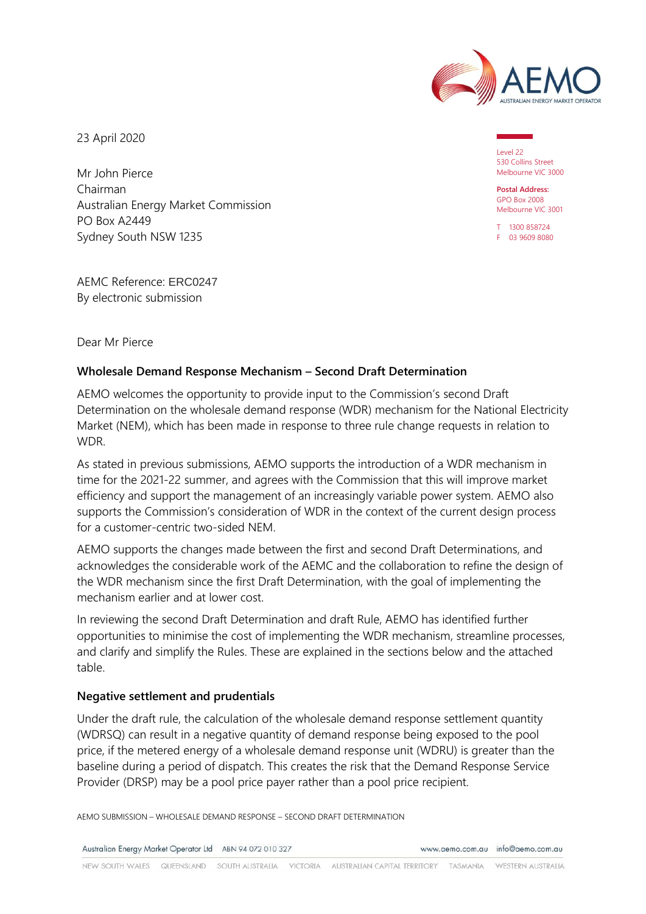23 April 2020

Level 22
530 Collins Street
Melbourne VIC 3000

**Postal Address:**
GPO Box 2008
Melbourne VIC 3001

T 1300 858724
F 03 9609 8080

Mr John Pierce
Chairman
Australian Energy Market Commission
PO Box A2449
Sydney South NSW 1235

AEMC Reference: ERC0247
By electronic submission

Dear Mr Pierce

**Wholesale Demand Response Mechanism – Second Draft Determination**

AEMO welcomes the opportunity to provide input to the Commission's second Draft Determination on the wholesale demand response (WDR) mechanism for the National Electricity Market (NEM), which has been made in response to three rule change requests in relation to WDR.

As stated in previous submissions, AEMO supports the introduction of a WDR mechanism in time for the 2021-22 summer, and agrees with the Commission that this will improve market efficiency and support the management of an increasingly variable power system. AEMO also supports the Commission's consideration of WDR in the context of the current design process for a customer-centric two-sided NEM.

AEMO supports the changes made between the first and second Draft Determinations, and acknowledges the considerable work of the AEMC and the collaboration to refine the design of the WDR mechanism since the first Draft Determination, with the goal of implementing the mechanism earlier and at lower cost.

In reviewing the second Draft Determination and draft Rule, AEMO has identified further opportunities to minimise the cost of implementing the WDR mechanism, streamline processes, and clarify and simplify the Rules. These are explained in the sections below and the attached table.

**Negative settlement and prudentials**

Under the draft rule, the calculation of the wholesale demand response settlement quantity (WDRSQ) can result in a negative quantity of demand response being exposed to the pool price, if the metered energy of a wholesale demand response unit (WDRU) is greater than the baseline during a period of dispatch. This creates the risk that the Demand Response Service Provider (DRSP) may be a pool price payer rather than a pool price recipient.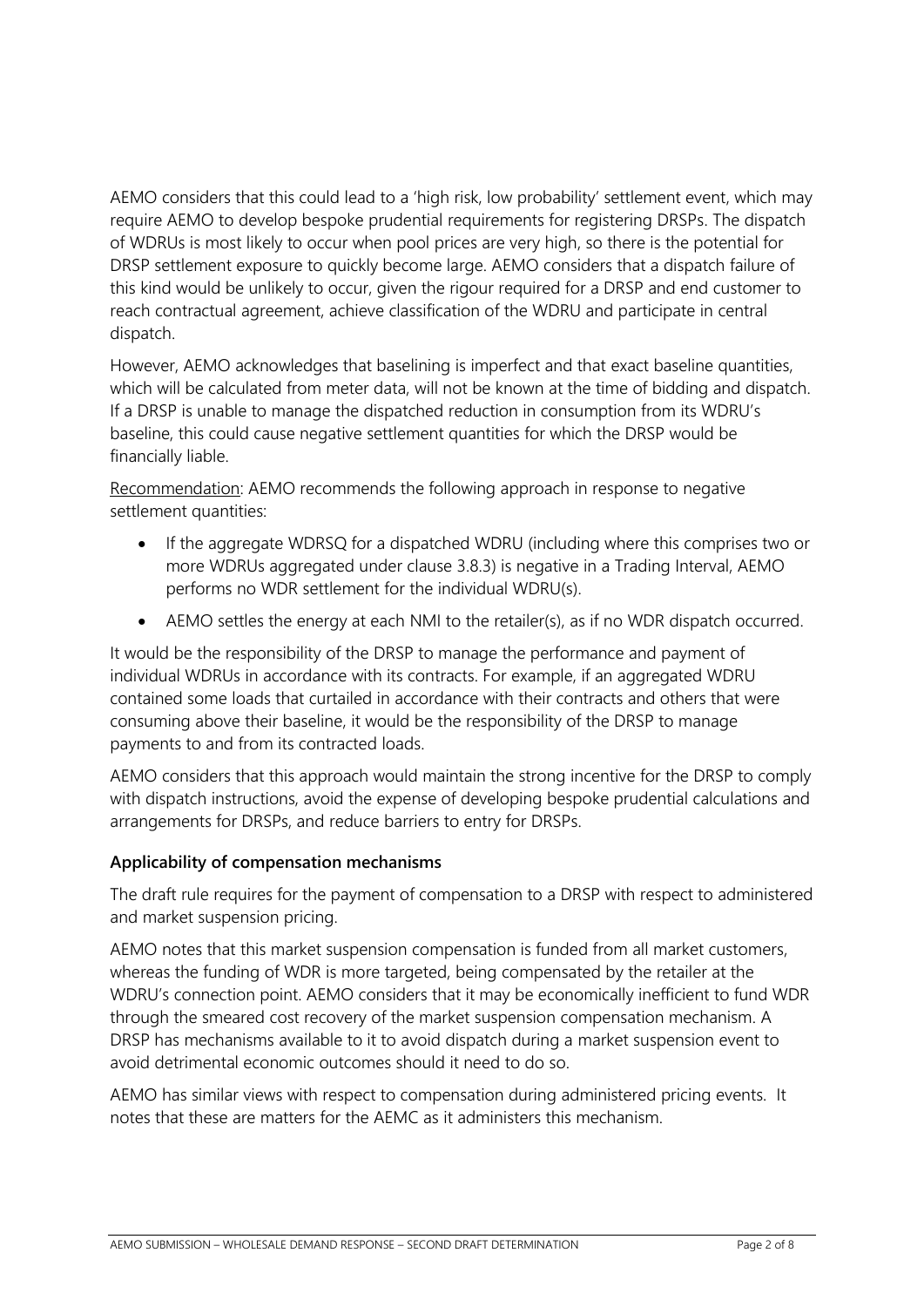AEMO considers that this could lead to a 'high risk, low probability' settlement event, which may require AEMO to develop bespoke prudential requirements for registering DRSPs. The dispatch of WDRUs is most likely to occur when pool prices are very high, so there is the potential for DRSP settlement exposure to quickly become large. AEMO considers that a dispatch failure of this kind would be unlikely to occur, given the rigour required for a DRSP and end customer to reach contractual agreement, achieve classification of the WDRU and participate in central dispatch.

However, AEMO acknowledges that baselining is imperfect and that exact baseline quantities, which will be calculated from meter data, will not be known at the time of bidding and dispatch. If a DRSP is unable to manage the dispatched reduction in consumption from its WDRU's baseline, this could cause negative settlement quantities for which the DRSP would be financially liable.

<u>Recommendation</u>: AEMO recommends the following approach in response to negative settlement quantities:

- If the aggregate WDRSQ for a dispatched WDRU (including where this comprises two or more WDRUs aggregated under clause 3.8.3) is negative in a Trading Interval, AEMO performs no WDR settlement for the individual WDRU(s).
- AEMO settles the energy at each NMI to the retailer(s), as if no WDR dispatch occurred.

It would be the responsibility of the DRSP to manage the performance and payment of individual WDRUs in accordance with its contracts. For example, if an aggregated WDRU contained some loads that curtailed in accordance with their contracts and others that were consuming above their baseline, it would be the responsibility of the DRSP to manage payments to and from its contracted loads.

AEMO considers that this approach would maintain the strong incentive for the DRSP to comply with dispatch instructions, avoid the expense of developing bespoke prudential calculations and arrangements for DRSPs, and reduce barriers to entry for DRSPs.

**Applicability of compensation mechanisms**

The draft rule requires for the payment of compensation to a DRSP with respect to administered and market suspension pricing.

AEMO notes that this market suspension compensation is funded from all market customers, whereas the funding of WDR is more targeted, being compensated by the retailer at the WDRU's connection point. AEMO considers that it may be economically inefficient to fund WDR through the smeared cost recovery of the market suspension compensation mechanism. A DRSP has mechanisms available to it to avoid dispatch during a market suspension event to avoid detrimental economic outcomes should it need to do so.

AEMO has similar views with respect to compensation during administered pricing events. It notes that these are matters for the AEMC as it administers this mechanism.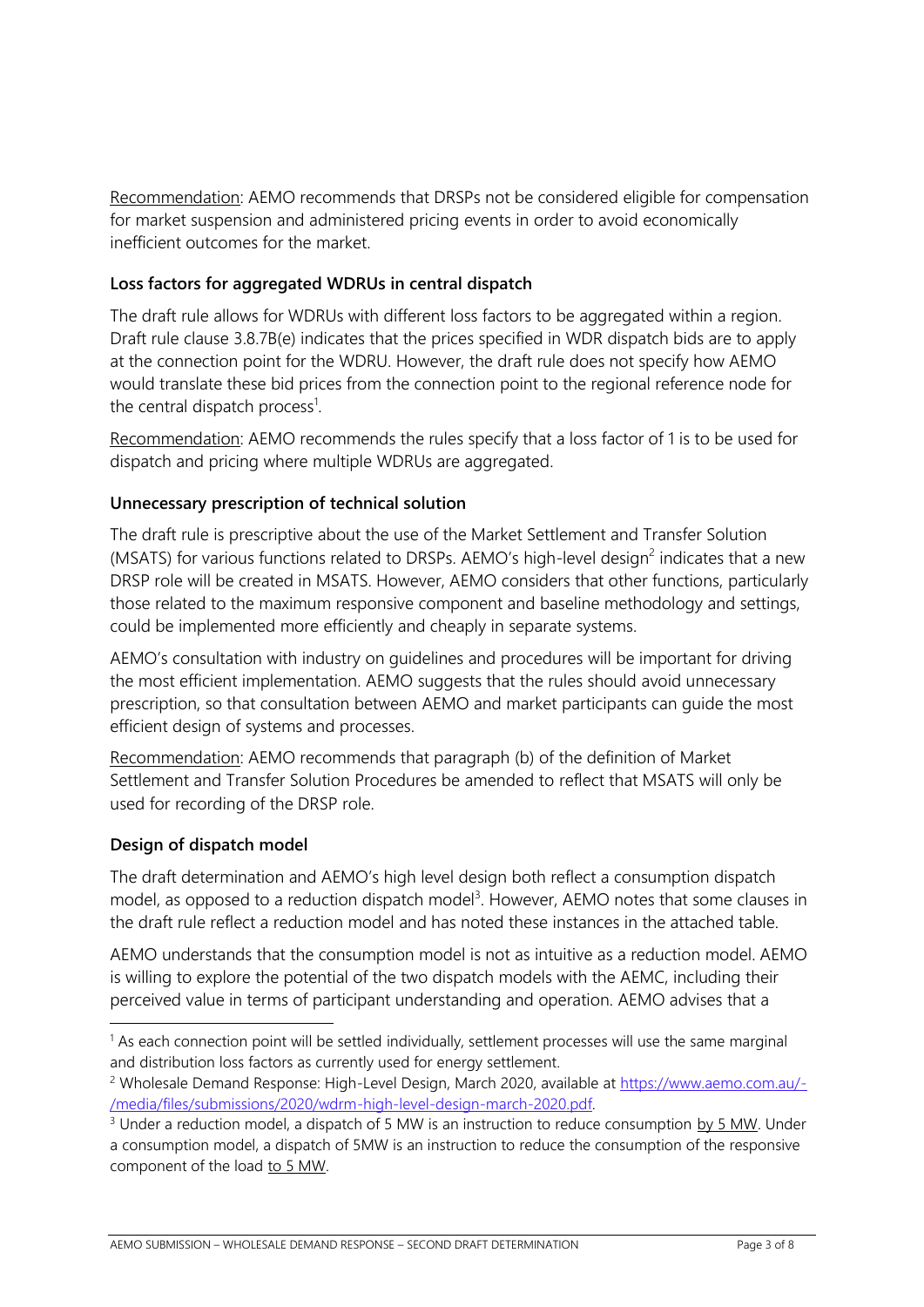Recommendation: AEMO recommends that DRSPs not be considered eligible for compensation for market suspension and administered pricing events in order to avoid economically inefficient outcomes for the market.

**Loss factors for aggregated WDRUs in central dispatch**

The draft rule allows for WDRUs with different loss factors to be aggregated within a region. Draft rule clause 3.8.7B(e) indicates that the prices specified in WDR dispatch bids are to apply at the connection point for the WDRU. However, the draft rule does not specify how AEMO would translate these bid prices from the connection point to the regional reference node for the central dispatch process[1].

Recommendation: AEMO recommends the rules specify that a loss factor of 1 is to be used for dispatch and pricing where multiple WDRUs are aggregated.

**Unnecessary prescription of technical solution**

The draft rule is prescriptive about the use of the Market Settlement and Transfer Solution (MSATS) for various functions related to DRSPs. AEMO's high-level design[2] indicates that a new DRSP role will be created in MSATS. However, AEMO considers that other functions, particularly those related to the maximum responsive component and baseline methodology and settings, could be implemented more efficiently and cheaply in separate systems.

AEMO's consultation with industry on guidelines and procedures will be important for driving the most efficient implementation. AEMO suggests that the rules should avoid unnecessary prescription, so that consultation between AEMO and market participants can guide the most efficient design of systems and processes.

Recommendation: AEMO recommends that paragraph (b) of the definition of Market Settlement and Transfer Solution Procedures be amended to reflect that MSATS will only be used for recording of the DRSP role.

**Design of dispatch model**

The draft determination and AEMO's high level design both reflect a consumption dispatch model, as opposed to a reduction dispatch model[3]. However, AEMO notes that some clauses in the draft rule reflect a reduction model and has noted these instances in the attached table.

AEMO understands that the consumption model is not as intuitive as a reduction model. AEMO is willing to explore the potential of the two dispatch models with the AEMC, including their perceived value in terms of participant understanding and operation. AEMO advises that a

---

[1] As each connection point will be settled individually, settlement processes will use the same marginal and distribution loss factors as currently used for energy settlement.

[2] Wholesale Demand Response: High-Level Design, March 2020, available at https://www.aemo.com.au/-/media/files/submissions/2020/wdrm-high-level-design-march-2020.pdf.

[3] Under a reduction model, a dispatch of 5 MW is an instruction to reduce consumption by 5 MW. Under a consumption model, a dispatch of 5MW is an instruction to reduce the consumption of the responsive component of the load to 5 MW.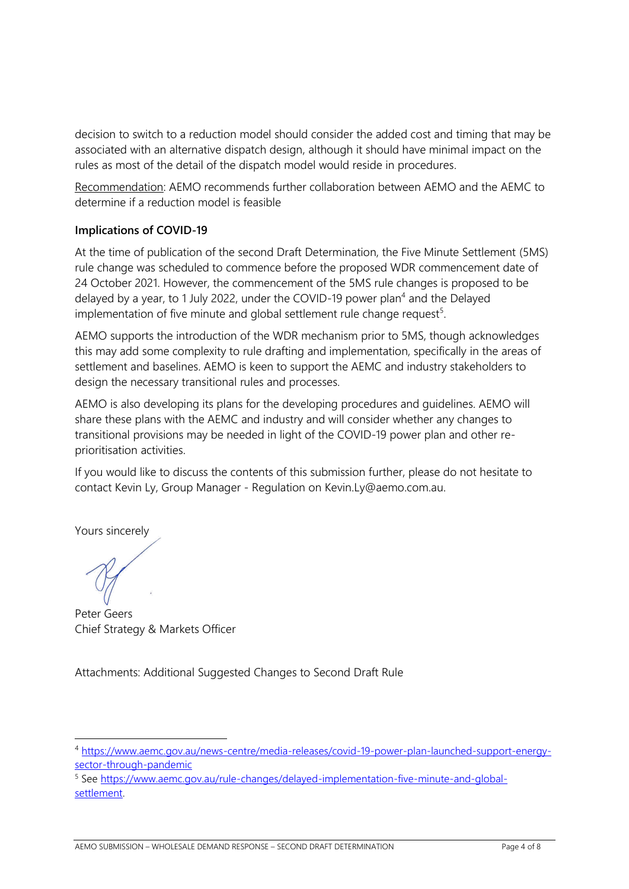decision to switch to a reduction model should consider the added cost and timing that may be associated with an alternative dispatch design, although it should have minimal impact on the rules as most of the detail of the dispatch model would reside in procedures.

Recommendation: AEMO recommends further collaboration between AEMO and the AEMC to determine if a reduction model is feasible

**Implications of COVID-19**

At the time of publication of the second Draft Determination, the Five Minute Settlement (5MS) rule change was scheduled to commence before the proposed WDR commencement date of 24 October 2021. However, the commencement of the 5MS rule changes is proposed to be delayed by a year, to 1 July 2022, under the COVID-19 power plan[4] and the Delayed implementation of five minute and global settlement rule change request[5].

AEMO supports the introduction of the WDR mechanism prior to 5MS, though acknowledges this may add some complexity to rule drafting and implementation, specifically in the areas of settlement and baselines. AEMO is keen to support the AEMC and industry stakeholders to design the necessary transitional rules and processes.

AEMO is also developing its plans for the developing procedures and guidelines. AEMO will share these plans with the AEMC and industry and will consider whether any changes to transitional provisions may be needed in light of the COVID-19 power plan and other re-prioritisation activities.

If you would like to discuss the contents of this submission further, please do not hesitate to contact Kevin Ly, Group Manager - Regulation on Kevin.Ly@aemo.com.au.

Yours sincerely

Peter Geers
Chief Strategy & Markets Officer

Attachments: Additional Suggested Changes to Second Draft Rule

---

[4] https://www.aemc.gov.au/news-centre/media-releases/covid-19-power-plan-launched-support-energy-sector-through-pandemic

[5] See https://www.aemc.gov.au/rule-changes/delayed-implementation-five-minute-and-global-settlement.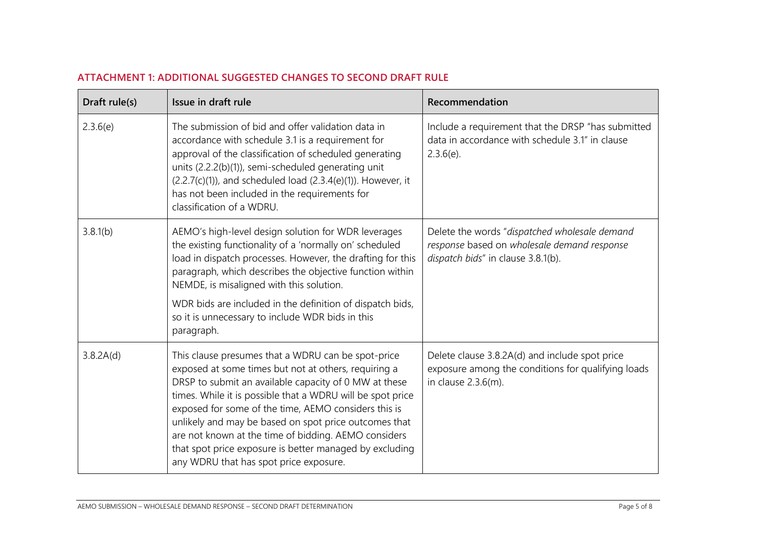## ATTACHMENT 1: ADDITIONAL SUGGESTED CHANGES TO SECOND DRAFT RULE

| Draft rule(s) | Issue in draft rule | Recommendation |
| --- | --- | --- |
| 2.3.6(e) | The submission of bid and offer validation data in accordance with schedule 3.1 is a requirement for approval of the classification of scheduled generating units (2.2.2(b)(1)), semi-scheduled generating unit (2.2.7(c)(1)), and scheduled load (2.3.4(e)(1)). However, it has not been included in the requirements for classification of a WDRU. | Include a requirement that the DRSP "has submitted data in accordance with schedule 3.1" in clause 2.3.6(e). |
| 3.8.1(b) | AEMO's high-level design solution for WDR leverages the existing functionality of a 'normally on' scheduled load in dispatch processes. However, the drafting for this paragraph, which describes the objective function within NEMDE, is misaligned with this solution.<br><br>WDR bids are included in the definition of dispatch bids, so it is unnecessary to include WDR bids in this paragraph. | Delete the words "*dispatched wholesale demand response* based on *wholesale demand response dispatch bids*" in clause 3.8.1(b). |
| 3.8.2A(d) | This clause presumes that a WDRU can be spot-price exposed at some times but not at others, requiring a DRSP to submit an available capacity of 0 MW at these times. While it is possible that a WDRU will be spot price exposed for some of the time, AEMO considers this is unlikely and may be based on spot price outcomes that are not known at the time of bidding. AEMO considers that spot price exposure is better managed by excluding any WDRU that has spot price exposure. | Delete clause 3.8.2A(d) and include spot price exposure among the conditions for qualifying loads in clause 2.3.6(m). |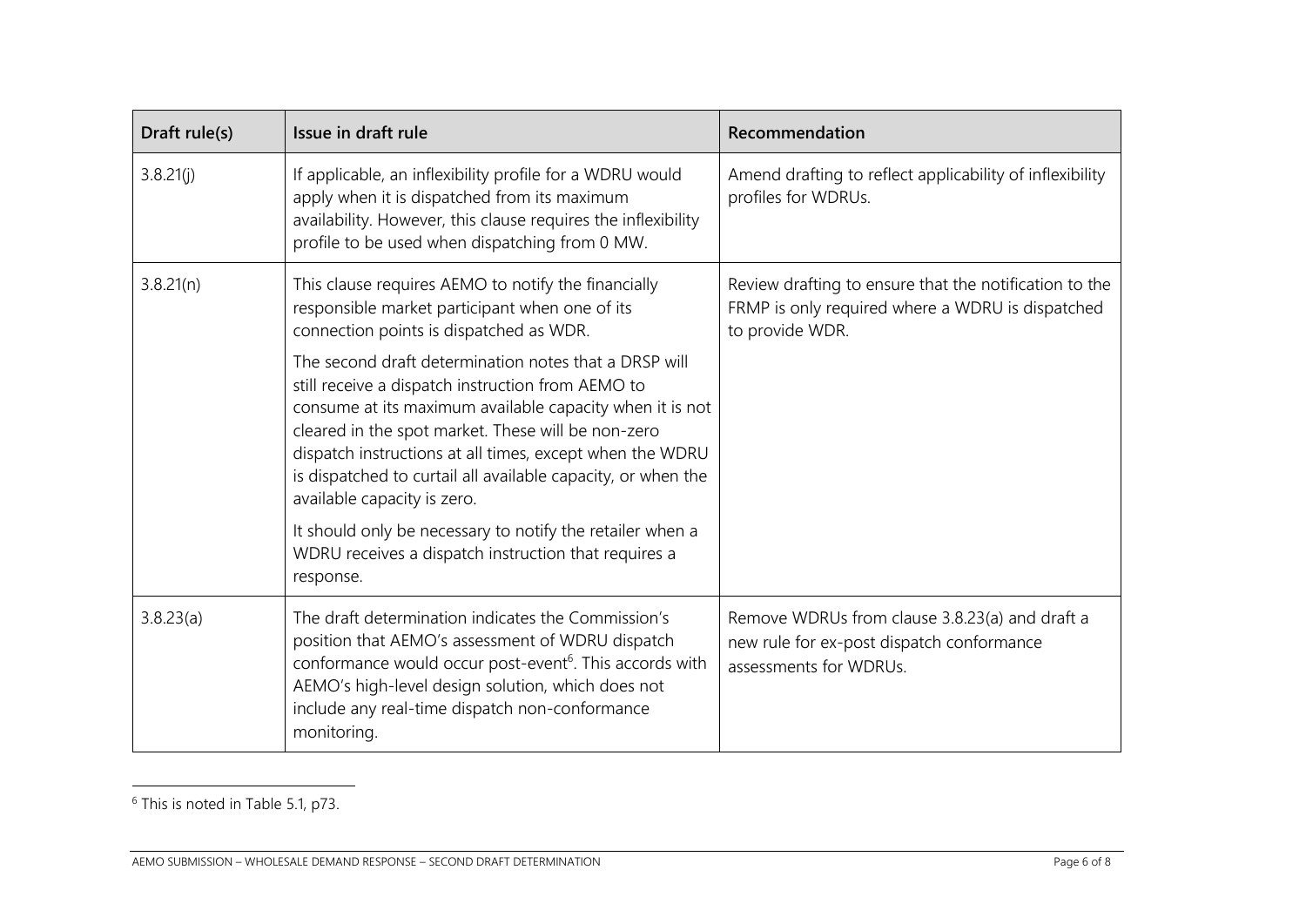| Draft rule(s) | Issue in draft rule | Recommendation |
|---|---|---|
| 3.8.21(j) | If applicable, an inflexibility profile for a WDRU would apply when it is dispatched from its maximum availability. However, this clause requires the inflexibility profile to be used when dispatching from 0 MW. | Amend drafting to reflect applicability of inflexibility profiles for WDRUs. |
| 3.8.21(n) | This clause requires AEMO to notify the financially responsible market participant when one of its connection points is dispatched as WDR.<br><br>The second draft determination notes that a DRSP will still receive a dispatch instruction from AEMO to consume at its maximum available capacity when it is not cleared in the spot market. These will be non-zero dispatch instructions at all times, except when the WDRU is dispatched to curtail all available capacity, or when the available capacity is zero.<br><br>It should only be necessary to notify the retailer when a WDRU receives a dispatch instruction that requires a response. | Review drafting to ensure that the notification to the FRMP is only required where a WDRU is dispatched to provide WDR. |
| 3.8.23(a) | The draft determination indicates the Commission's position that AEMO's assessment of WDRU dispatch conformance would occur post-event[6]. This accords with AEMO's high-level design solution, which does not include any real-time dispatch non-conformance monitoring. | Remove WDRUs from clause 3.8.23(a) and draft a new rule for ex-post dispatch conformance assessments for WDRUs. |

[6] This is noted in Table 5.1, p73.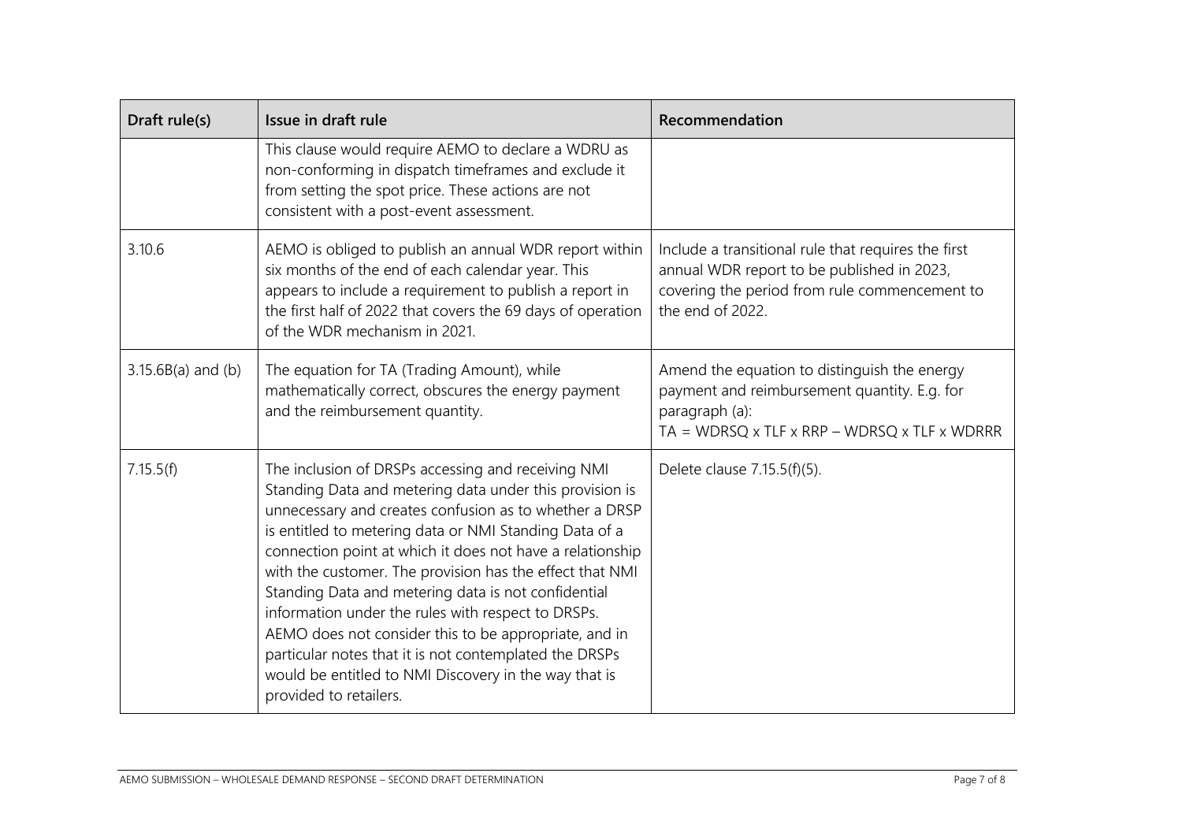| Draft rule(s) | Issue in draft rule | Recommendation |
|---|---|---|
| | This clause would require AEMO to declare a WDRU as non-conforming in dispatch timeframes and exclude it from setting the spot price. These actions are not consistent with a post-event assessment. | |
| 3.10.6 | AEMO is obliged to publish an annual WDR report within six months of the end of each calendar year. This appears to include a requirement to publish a report in the first half of 2022 that covers the 69 days of operation of the WDR mechanism in 2021. | Include a transitional rule that requires the first annual WDR report to be published in 2023, covering the period from rule commencement to the end of 2022. |
| 3.15.6B(a) and (b) | The equation for TA (Trading Amount), while mathematically correct, obscures the energy payment and the reimbursement quantity. | Amend the equation to distinguish the energy payment and reimbursement quantity. E.g. for paragraph (a): TA = WDRSQ x TLF x RRP – WDRSQ x TLF x WDRRR |
| 7.15.5(f) | The inclusion of DRSPs accessing and receiving NMI Standing Data and metering data under this provision is unnecessary and creates confusion as to whether a DRSP is entitled to metering data or NMI Standing Data of a connection point at which it does not have a relationship with the customer. The provision has the effect that NMI Standing Data and metering data is not confidential information under the rules with respect to DRSPs. AEMO does not consider this to be appropriate, and in particular notes that it is not contemplated the DRSPs would be entitled to NMI Discovery in the way that is provided to retailers. | Delete clause 7.15.5(f)(5). |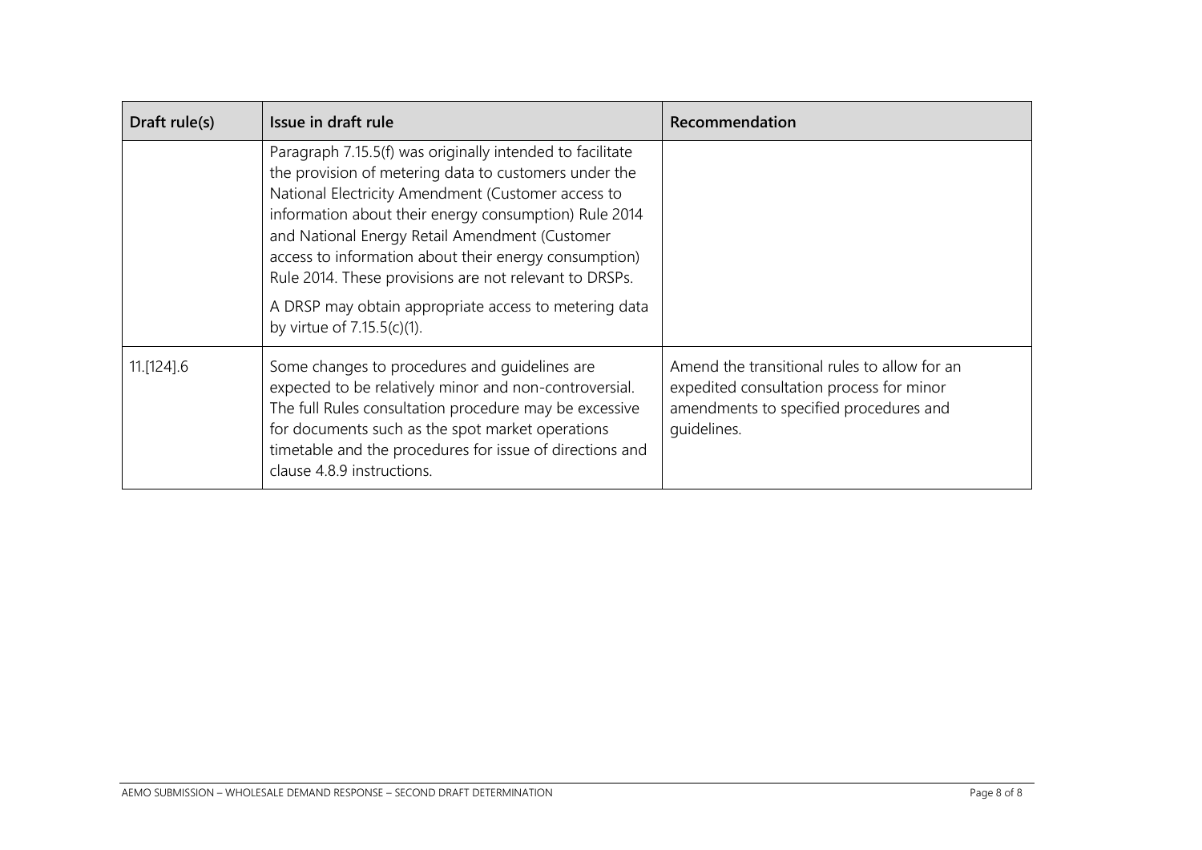| Draft rule(s) | Issue in draft rule | Recommendation |
| --- | --- | --- |
| | Paragraph 7.15.5(f) was originally intended to facilitate the provision of metering data to customers under the National Electricity Amendment (Customer access to information about their energy consumption) Rule 2014 and National Energy Retail Amendment (Customer access to information about their energy consumption) Rule 2014. These provisions are not relevant to DRSPs.<br><br>A DRSP may obtain appropriate access to metering data by virtue of 7.15.5(c)(1). | |
| 11.[124].6 | Some changes to procedures and guidelines are expected to be relatively minor and non-controversial. The full Rules consultation procedure may be excessive for documents such as the spot market operations timetable and the procedures for issue of directions and clause 4.8.9 instructions. | Amend the transitional rules to allow for an expedited consultation process for minor amendments to specified procedures and guidelines. |